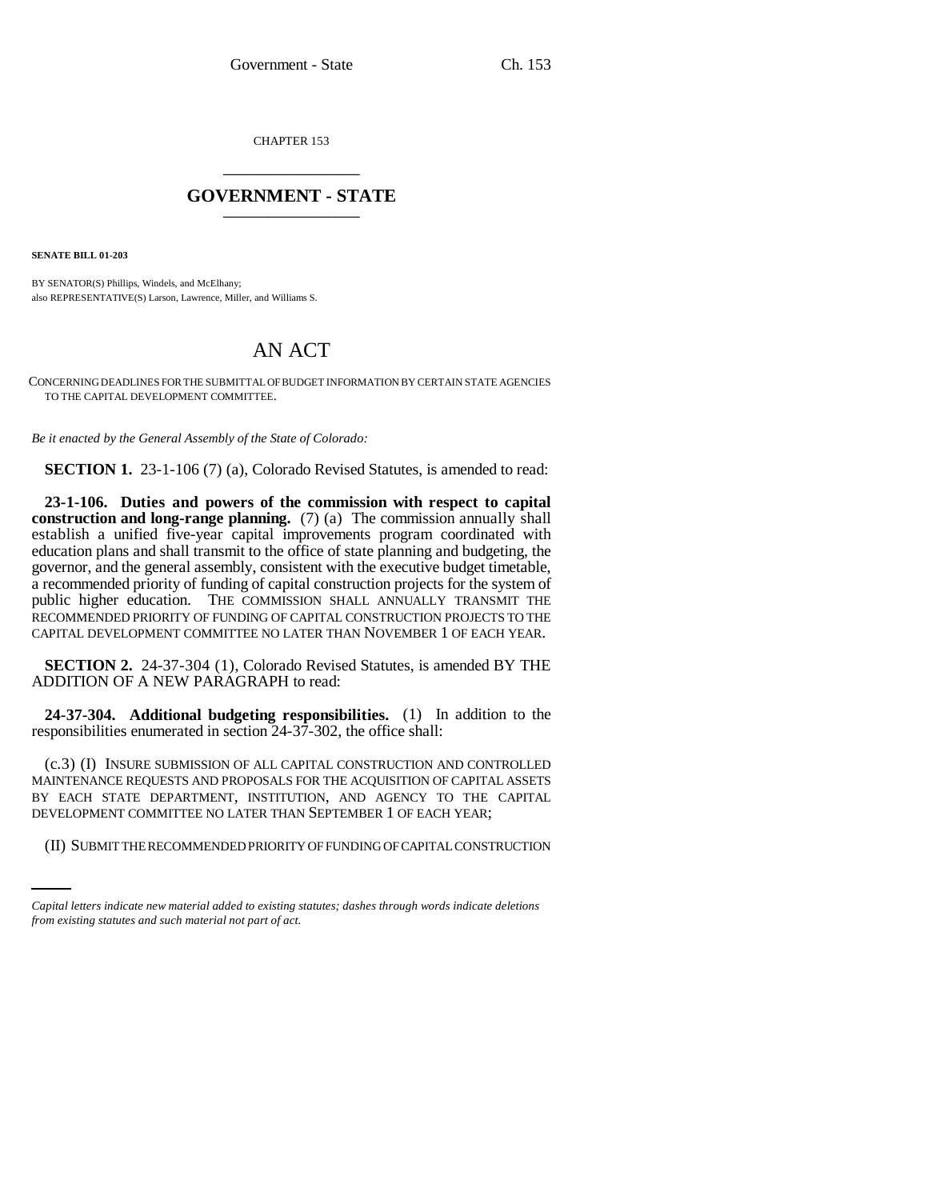CHAPTER 153

# GOVERNMENT - STATE

**SENATE BILL 01-203**

BY SENATOR(S) Phillips, Windels, and McElhany;
also REPRESENTATIVE(S) Larson, Lawrence, Miller, and Williams S.

# AN ACT

CONCERNING DEADLINES FOR THE SUBMITTAL OF BUDGET INFORMATION BY CERTAIN STATE AGENCIES TO THE CAPITAL DEVELOPMENT COMMITTEE.

*Be it enacted by the General Assembly of the State of Colorado:*

**SECTION 1.** 23-1-106 (7) (a), Colorado Revised Statutes, is amended to read:

**23-1-106. Duties and powers of the commission with respect to capital construction and long-range planning.** (7) (a) The commission annually shall establish a unified five-year capital improvements program coordinated with education plans and shall transmit to the office of state planning and budgeting, the governor, and the general assembly, consistent with the executive budget timetable, a recommended priority of funding of capital construction projects for the system of public higher education. THE COMMISSION SHALL ANNUALLY TRANSMIT THE RECOMMENDED PRIORITY OF FUNDING OF CAPITAL CONSTRUCTION PROJECTS TO THE CAPITAL DEVELOPMENT COMMITTEE NO LATER THAN NOVEMBER 1 OF EACH YEAR.

**SECTION 2.** 24-37-304 (1), Colorado Revised Statutes, is amended BY THE ADDITION OF A NEW PARAGRAPH to read:

**24-37-304. Additional budgeting responsibilities.** (1) In addition to the responsibilities enumerated in section 24-37-302, the office shall:

(c.3) (I) INSURE SUBMISSION OF ALL CAPITAL CONSTRUCTION AND CONTROLLED MAINTENANCE REQUESTS AND PROPOSALS FOR THE ACQUISITION OF CAPITAL ASSETS BY EACH STATE DEPARTMENT, INSTITUTION, AND AGENCY TO THE CAPITAL DEVELOPMENT COMMITTEE NO LATER THAN SEPTEMBER 1 OF EACH YEAR;

(II) SUBMIT THE RECOMMENDED PRIORITY OF FUNDING OF CAPITAL CONSTRUCTION

*Capital letters indicate new material added to existing statutes; dashes through words indicate deletions from existing statutes and such material not part of act.*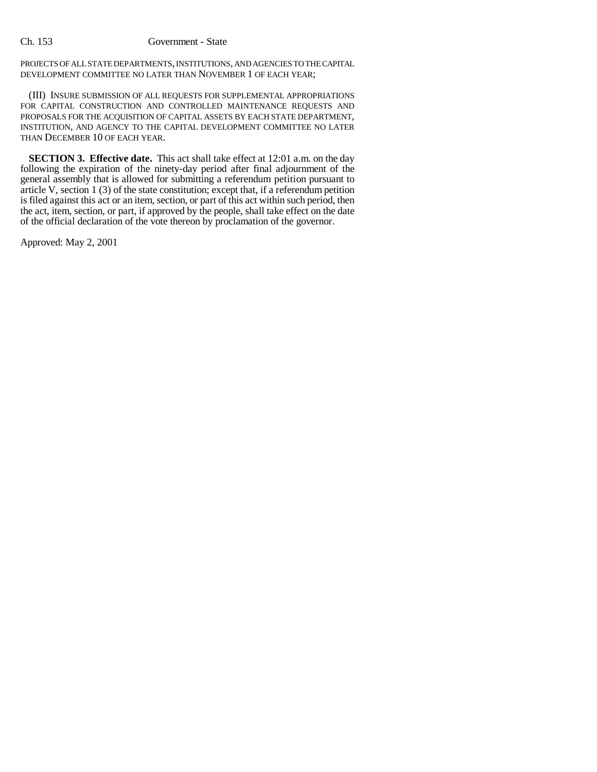PROJECTS OF ALL STATE DEPARTMENTS, INSTITUTIONS, AND AGENCIES TO THE CAPITAL DEVELOPMENT COMMITTEE NO LATER THAN NOVEMBER 1 OF EACH YEAR;

(III) INSURE SUBMISSION OF ALL REQUESTS FOR SUPPLEMENTAL APPROPRIATIONS FOR CAPITAL CONSTRUCTION AND CONTROLLED MAINTENANCE REQUESTS AND PROPOSALS FOR THE ACQUISITION OF CAPITAL ASSETS BY EACH STATE DEPARTMENT, INSTITUTION, AND AGENCY TO THE CAPITAL DEVELOPMENT COMMITTEE NO LATER THAN DECEMBER 10 OF EACH YEAR.

**SECTION 3. Effective date.** This act shall take effect at 12:01 a.m. on the day following the expiration of the ninety-day period after final adjournment of the general assembly that is allowed for submitting a referendum petition pursuant to article V, section 1 (3) of the state constitution; except that, if a referendum petition is filed against this act or an item, section, or part of this act within such period, then the act, item, section, or part, if approved by the people, shall take effect on the date of the official declaration of the vote thereon by proclamation of the governor.

Approved: May 2, 2001